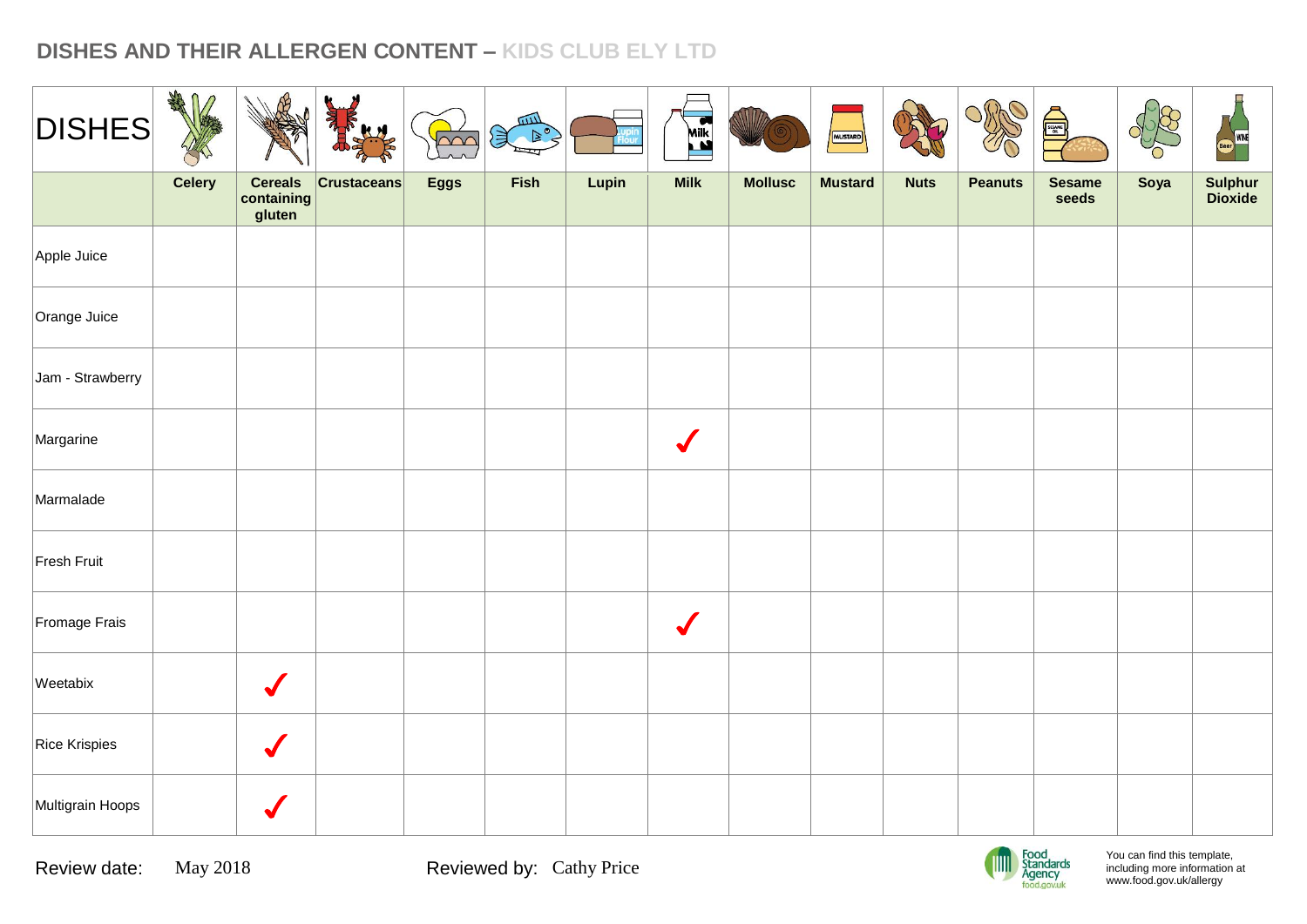## DISHES AND THEIR ALLERGEN CONTENT – KIDS CLUB ELY LTD

| DISHES | Celery | Cereals containing gluten | Crustaceans | Eggs | Fish | Lupin | Milk | Mollusc | Mustard | Nuts | Peanuts | Sesame seeds | Soya | Sulphur Dioxide |
|---|---|---|---|---|---|---|---|---|---|---|---|---|---|---|
| Apple Juice | | | | | | | | | | | | | | |
| Orange Juice | | | | | | | | | | | | | | |
| Jam - Strawberry | | | | | | | | | | | | | | |
| Margarine | | | | | | | ✓ | | | | | | | |
| Marmalade | | | | | | | | | | | | | | |
| Fresh Fruit | | | | | | | | | | | | | | |
| Fromage Frais | | | | | | | ✓ | | | | | | | |
| Weetabix | | ✓ | | | | | | | | | | | | |
| Rice Krispies | | ✓ | | | | | | | | | | | | |
| Multigrain Hoops | | ✓ | | | | | | | | | | | | |

Review date: May 2018

Reviewed by: Cathy Price

Food Standards Agency food.gov.uk

You can find this template, including more information at www.food.gov.uk/allergy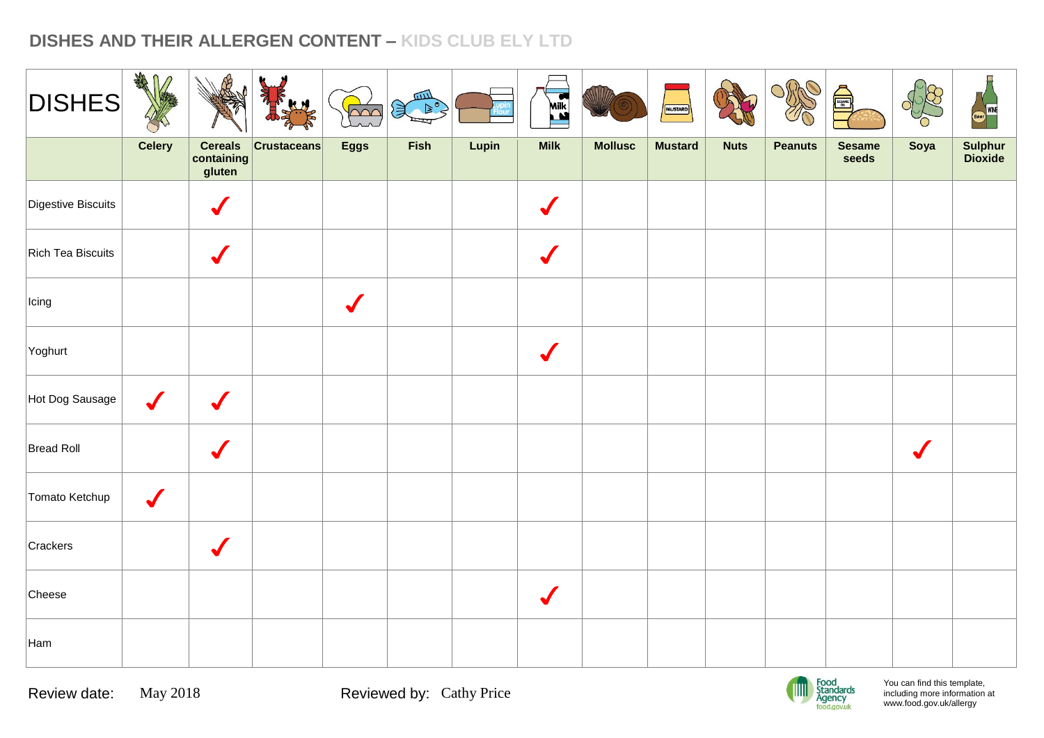## DISHES AND THEIR ALLERGEN CONTENT – KIDS CLUB ELY LTD

| DISHES | Celery | Cereals containing gluten | Crustaceans | Eggs | Fish | Lupin | Milk | Mollusc | Mustard | Nuts | Peanuts | Sesame seeds | Soya | Sulphur Dioxide |
|---|---|---|---|---|---|---|---|---|---|---|---|---|---|---|
| Digestive Biscuits | | ✓ | | | | | ✓ | | | | | | | |
| Rich Tea Biscuits | | ✓ | | | | | ✓ | | | | | | | |
| Icing | | | | ✓ | | | | | | | | | | |
| Yoghurt | | | | | | | ✓ | | | | | | | |
| Hot Dog Sausage | ✓ | ✓ | | | | | | | | | | | | |
| Bread Roll | | ✓ | | | | | | | | | | | ✓ | |
| Tomato Ketchup | ✓ | | | | | | | | | | | | | |
| Crackers | | ✓ | | | | | | | | | | | | |
| Cheese | | | | | | | ✓ | | | | | | | |
| Ham | | | | | | | | | | | | | | |

Review date: May 2018

Reviewed by: Cathy Price

Food Standards Agency food.gov.uk

You can find this template, including more information at www.food.gov.uk/allergy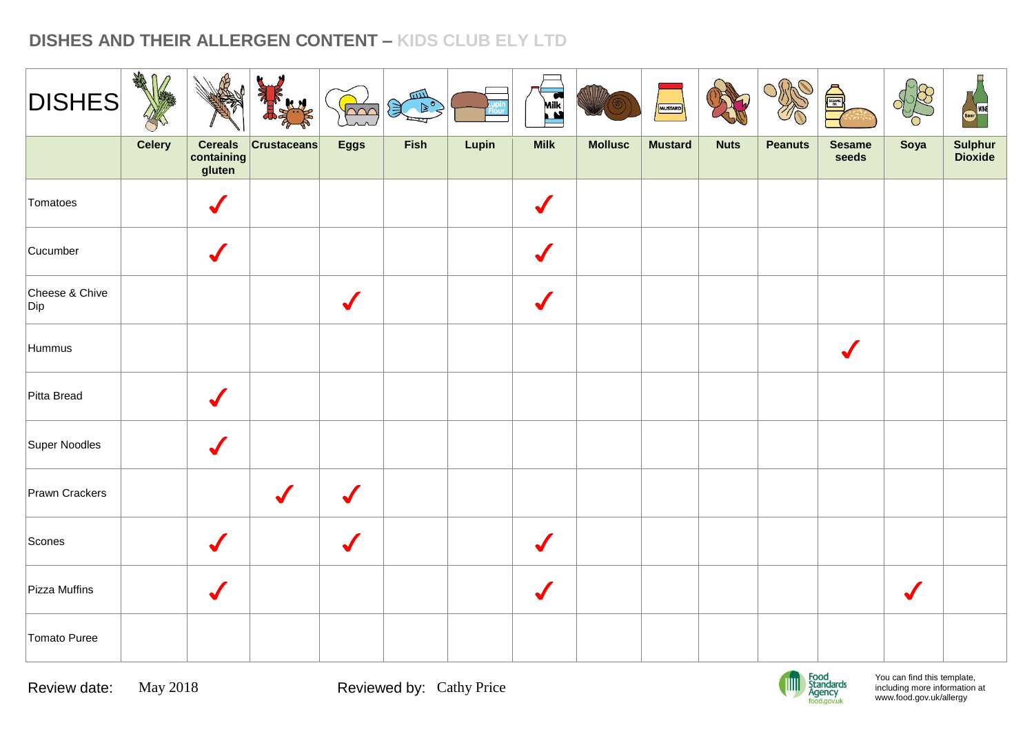## DISHES AND THEIR ALLERGEN CONTENT – KIDS CLUB ELY LTD

| DISHES | Celery | Cereals containing gluten | Crustaceans | Eggs | Fish | Lupin | Milk | Mollusc | Mustard | Nuts | Peanuts | Sesame seeds | Soya | Sulphur Dioxide |
|---|---|---|---|---|---|---|---|---|---|---|---|---|---|---|
| Tomatoes | | ✓ | | | | | ✓ | | | | | | | |
| Cucumber | | ✓ | | | | | ✓ | | | | | | | |
| Cheese & Chive Dip | | | | ✓ | | | ✓ | | | | | | | |
| Hummus | | | | | | | | | | | | ✓ | | |
| Pitta Bread | | ✓ | | | | | | | | | | | | |
| Super Noodles | | ✓ | | | | | | | | | | | | |
| Prawn Crackers | | | ✓ | ✓ | | | | | | | | | | |
| Scones | | ✓ | | ✓ | | | ✓ | | | | | | | |
| Pizza Muffins | | ✓ | | | | | ✓ | | | | | | ✓ | |
| Tomato Puree | | | | | | | | | | | | | | |

Review date: May 2018

Reviewed by: Cathy Price

Food Standards Agency food.gov.uk

You can find this template, including more information at www.food.gov.uk/allergy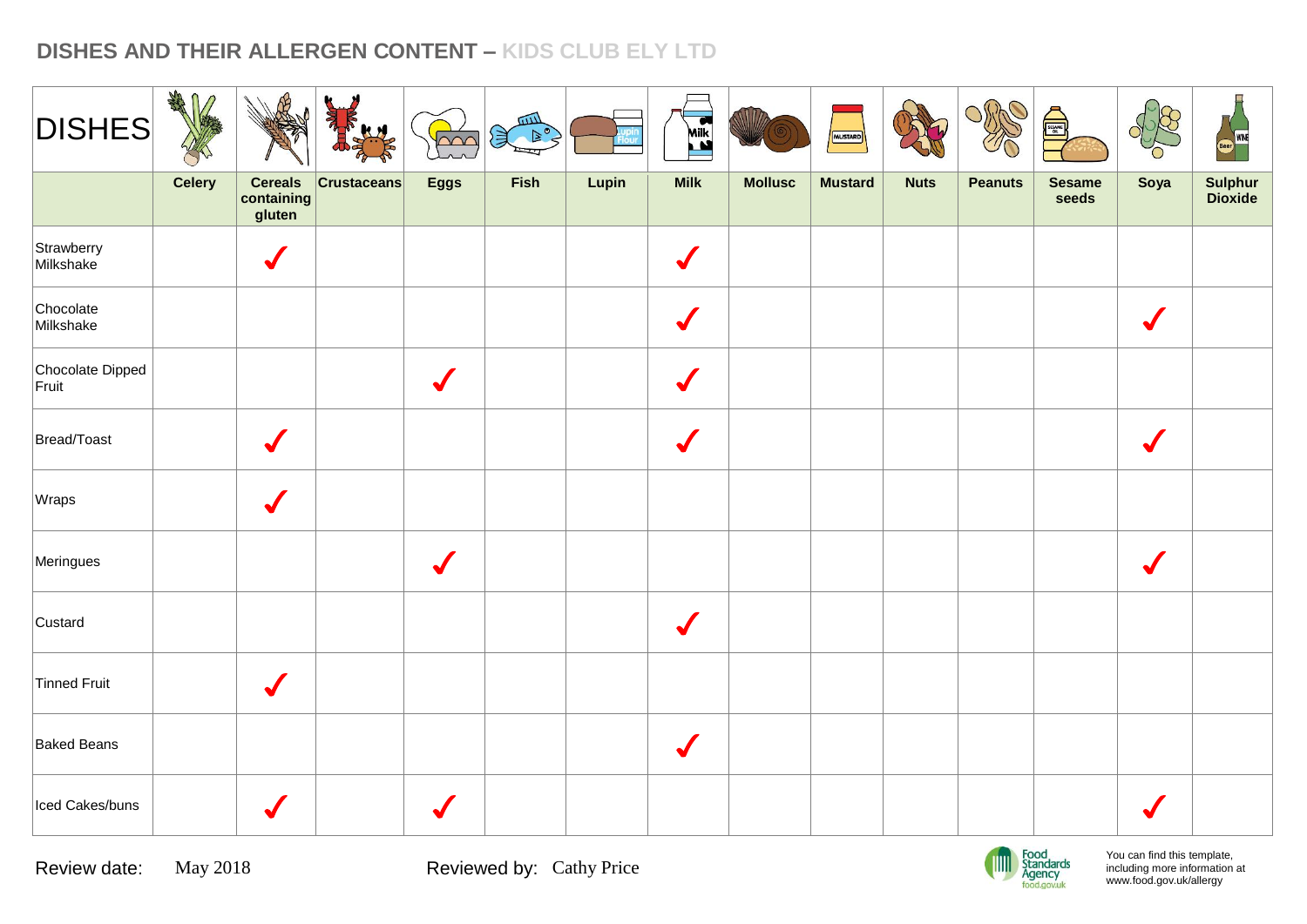## DISHES AND THEIR ALLERGEN CONTENT – KIDS CLUB ELY LTD

| DISHES | Celery | Cereals containing gluten | Crustaceans | Eggs | Fish | Lupin | Milk | Mollusc | Mustard | Nuts | Peanuts | Sesame seeds | Soya | Sulphur Dioxide |
|---|---|---|---|---|---|---|---|---|---|---|---|---|---|---|
| Strawberry Milkshake | | ✓ | | | | | ✓ | | | | | | | |
| Chocolate Milkshake | | | | | | | ✓ | | | | | | ✓ | |
| Chocolate Dipped Fruit | | | | ✓ | | | ✓ | | | | | | | |
| Bread/Toast | | ✓ | | | | | ✓ | | | | | | ✓ | |
| Wraps | | ✓ | | | | | | | | | | | | |
| Meringues | | | | ✓ | | | | | | | | | ✓ | |
| Custard | | | | | | | ✓ | | | | | | | |
| Tinned Fruit | | ✓ | | | | | | | | | | | | |
| Baked Beans | | | | | | | ✓ | | | | | | | |
| Iced Cakes/buns | | ✓ | | ✓ | | | | | | | | | ✓ | |

Review date: May 2018

Reviewed by: Cathy Price

Food Standards Agency food.gov.uk

You can find this template, including more information at www.food.gov.uk/allergy